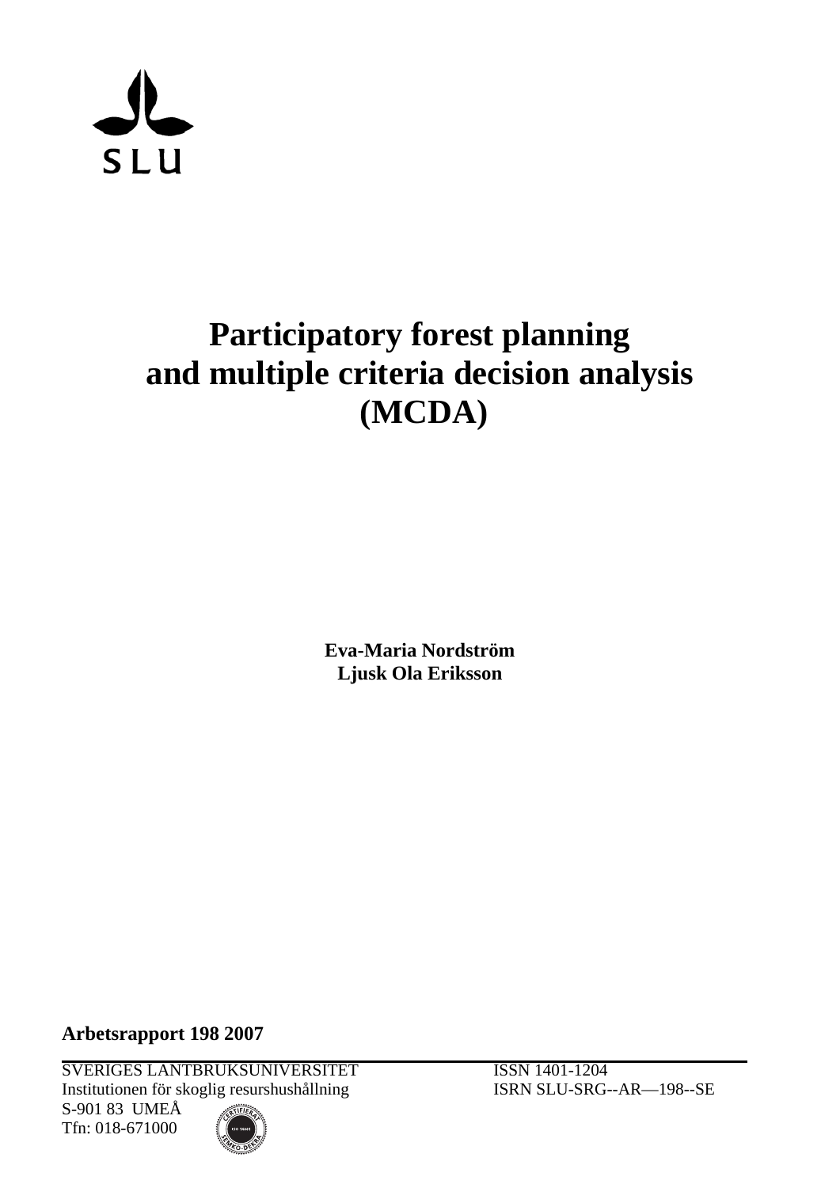SLU

# Participatory forest planning and multiple criteria decision analysis (MCDA)

**Eva-Maria Nordström**
**Ljusk Ola Eriksson**

**Arbetsrapport 198 2007**

SVERIGES LANTBRUKSUNIVERSITET
Institutionen för skoglig resurshushållning
S-901 83 UMEÅ
Tfn: 018-671000

ISSN 1401-1204
ISRN SLU-SRG--AR—198--SE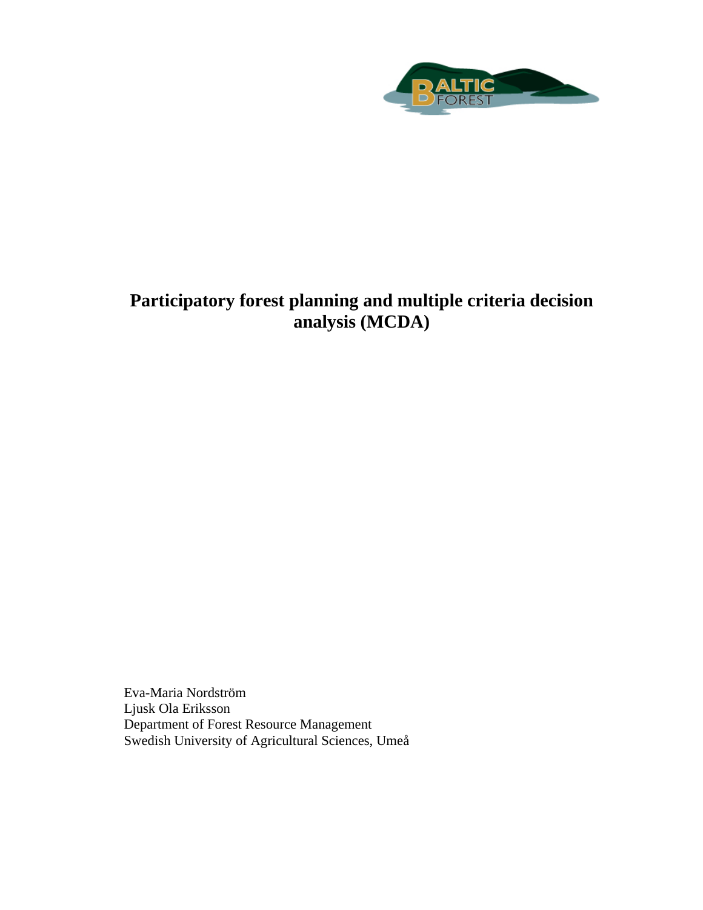# Participatory forest planning and multiple criteria decision analysis (MCDA)

Eva-Maria Nordström  
Ljusk Ola Eriksson  
Department of Forest Resource Management  
Swedish University of Agricultural Sciences, Umeå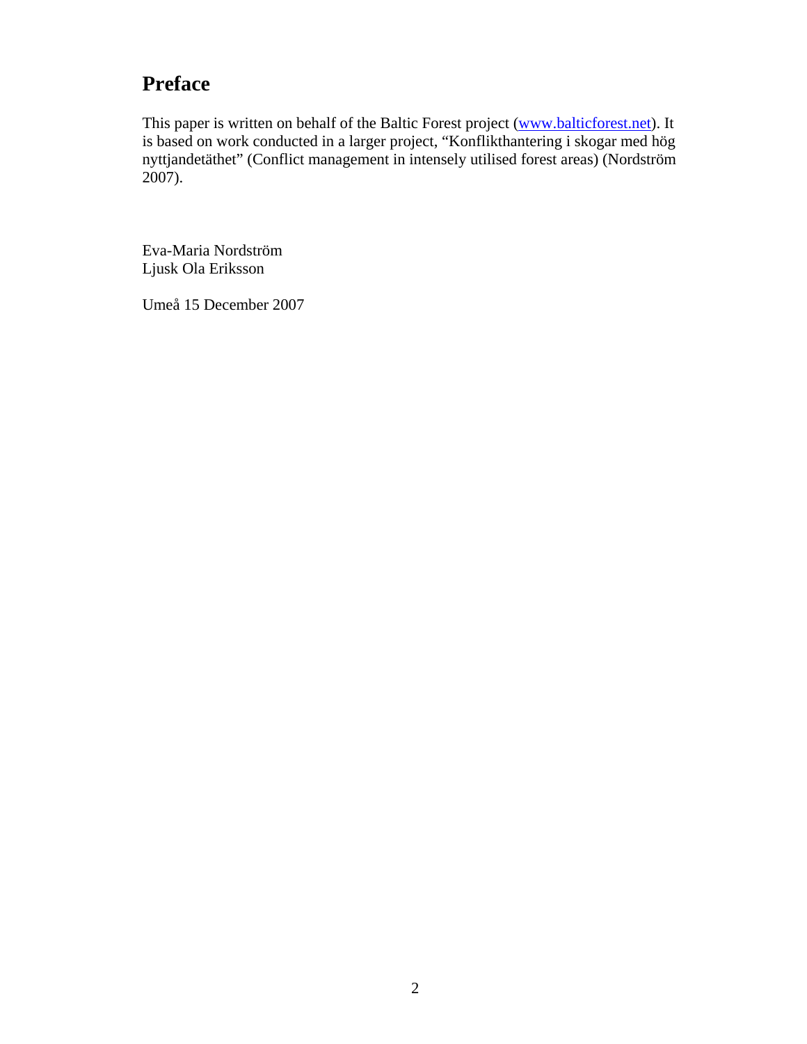# Preface

This paper is written on behalf of the Baltic Forest project (www.balticforest.net). It is based on work conducted in a larger project, "Konflikthantering i skogar med hög nyttjandetäthet" (Conflict management in intensely utilised forest areas) (Nordström 2007).

Eva-Maria Nordström
Ljusk Ola Eriksson

Umeå 15 December 2007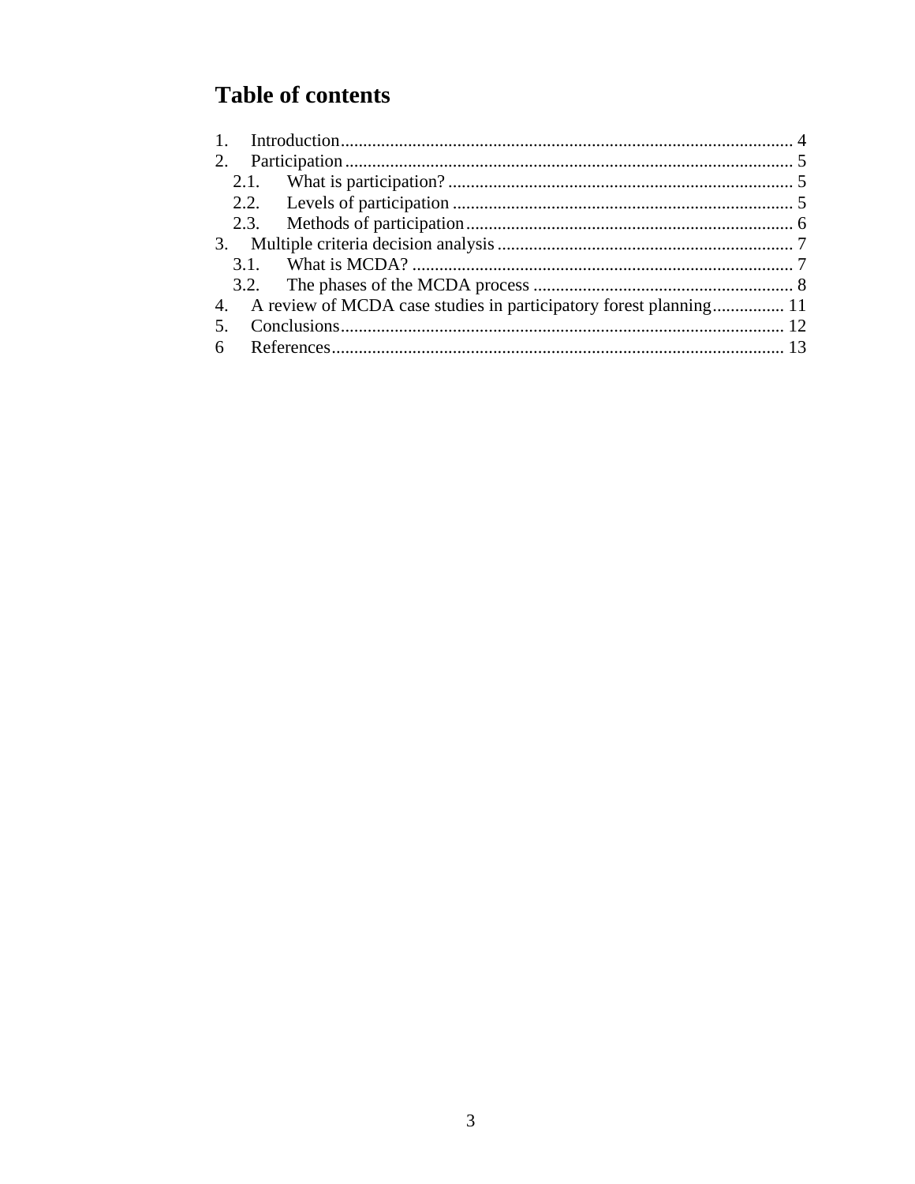# Table of contents

1. Introduction ........................................................................................................ 4
2. Participation ........................................................................................................ 5
   - 2.1. What is participation? ................................................................................ 5
   - 2.2. Levels of participation ............................................................................... 5
   - 2.3. Methods of participation ............................................................................ 6
3. Multiple criteria decision analysis ..................................................................... 7
   - 3.1. What is MCDA? ......................................................................................... 7
   - 3.2. The phases of the MCDA process ............................................................. 8
4. A review of MCDA case studies in participatory forest planning ................ 11
5. Conclusions ....................................................................................................... 12
6 References ......................................................................................................... 13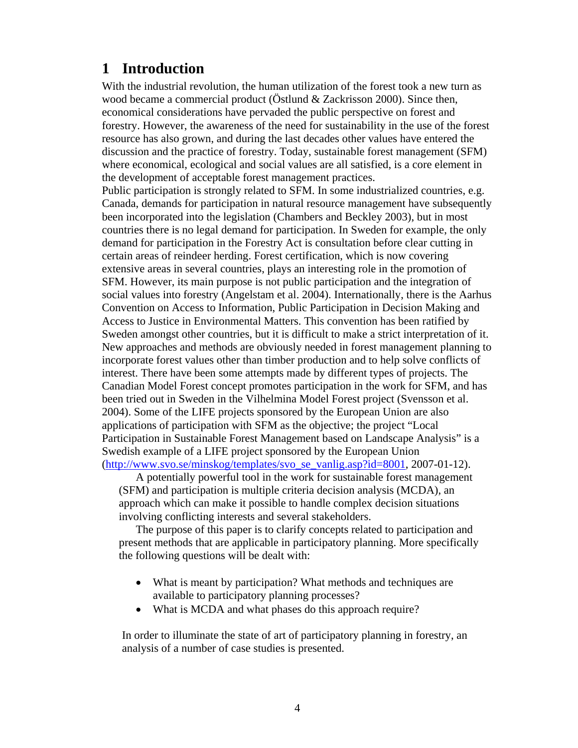# 1 Introduction

With the industrial revolution, the human utilization of the forest took a new turn as wood became a commercial product (Östlund & Zackrisson 2000). Since then, economical considerations have pervaded the public perspective on forest and forestry. However, the awareness of the need for sustainability in the use of the forest resource has also grown, and during the last decades other values have entered the discussion and the practice of forestry. Today, sustainable forest management (SFM) where economical, ecological and social values are all satisfied, is a core element in the development of acceptable forest management practices.

Public participation is strongly related to SFM. In some industrialized countries, e.g. Canada, demands for participation in natural resource management have subsequently been incorporated into the legislation (Chambers and Beckley 2003), but in most countries there is no legal demand for participation. In Sweden for example, the only demand for participation in the Forestry Act is consultation before clear cutting in certain areas of reindeer herding. Forest certification, which is now covering extensive areas in several countries, plays an interesting role in the promotion of SFM. However, its main purpose is not public participation and the integration of social values into forestry (Angelstam et al. 2004). Internationally, there is the Aarhus Convention on Access to Information, Public Participation in Decision Making and Access to Justice in Environmental Matters. This convention has been ratified by Sweden amongst other countries, but it is difficult to make a strict interpretation of it. New approaches and methods are obviously needed in forest management planning to incorporate forest values other than timber production and to help solve conflicts of interest. There have been some attempts made by different types of projects. The Canadian Model Forest concept promotes participation in the work for SFM, and has been tried out in Sweden in the Vilhelmina Model Forest project (Svensson et al. 2004). Some of the LIFE projects sponsored by the European Union are also applications of participation with SFM as the objective; the project "Local Participation in Sustainable Forest Management based on Landscape Analysis" is a Swedish example of a LIFE project sponsored by the European Union (http://www.svo.se/minskog/templates/svo_se_vanlig.asp?id=8001, 2007-01-12).

A potentially powerful tool in the work for sustainable forest management (SFM) and participation is multiple criteria decision analysis (MCDA), an approach which can make it possible to handle complex decision situations involving conflicting interests and several stakeholders.

The purpose of this paper is to clarify concepts related to participation and present methods that are applicable in participatory planning. More specifically the following questions will be dealt with:

- What is meant by participation? What methods and techniques are available to participatory planning processes?
- What is MCDA and what phases do this approach require?

In order to illuminate the state of art of participatory planning in forestry, an analysis of a number of case studies is presented.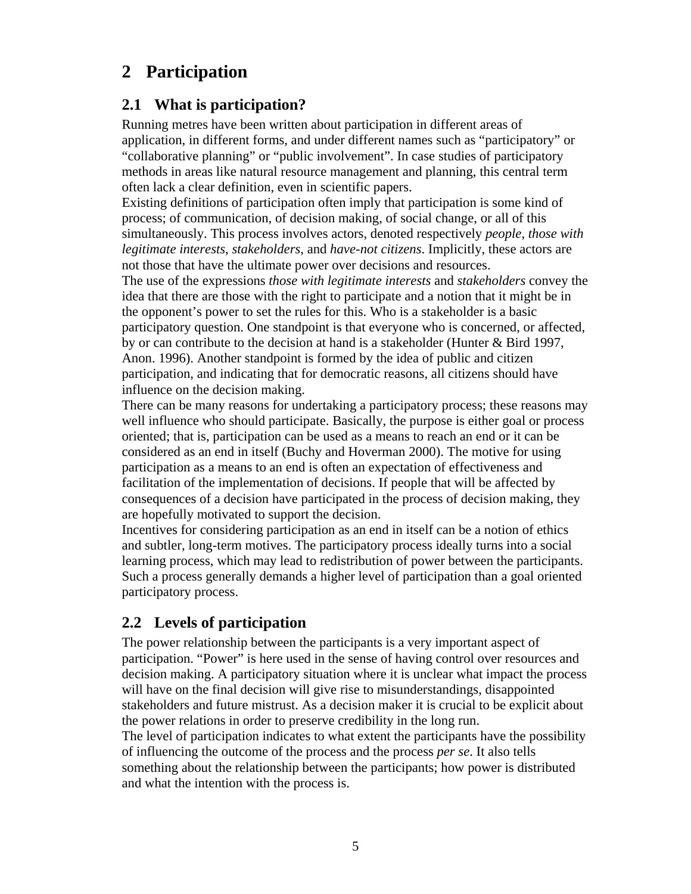# 2 Participation

## 2.1 What is participation?

Running metres have been written about participation in different areas of application, in different forms, and under different names such as "participatory" or "collaborative planning" or "public involvement". In case studies of participatory methods in areas like natural resource management and planning, this central term often lack a clear definition, even in scientific papers.

Existing definitions of participation often imply that participation is some kind of process; of communication, of decision making, of social change, or all of this simultaneously. This process involves actors, denoted respectively *people*, *those with legitimate interests*, *stakeholders*, and *have-not citizens*. Implicitly, these actors are not those that have the ultimate power over decisions and resources.

The use of the expressions *those with legitimate interests* and *stakeholders* convey the idea that there are those with the right to participate and a notion that it might be in the opponent's power to set the rules for this. Who is a stakeholder is a basic participatory question. One standpoint is that everyone who is concerned, or affected, by or can contribute to the decision at hand is a stakeholder (Hunter & Bird 1997, Anon. 1996). Another standpoint is formed by the idea of public and citizen participation, and indicating that for democratic reasons, all citizens should have influence on the decision making.

There can be many reasons for undertaking a participatory process; these reasons may well influence who should participate. Basically, the purpose is either goal or process oriented; that is, participation can be used as a means to reach an end or it can be considered as an end in itself (Buchy and Hoverman 2000). The motive for using participation as a means to an end is often an expectation of effectiveness and facilitation of the implementation of decisions. If people that will be affected by consequences of a decision have participated in the process of decision making, they are hopefully motivated to support the decision.

Incentives for considering participation as an end in itself can be a notion of ethics and subtler, long-term motives. The participatory process ideally turns into a social learning process, which may lead to redistribution of power between the participants. Such a process generally demands a higher level of participation than a goal oriented participatory process.

## 2.2 Levels of participation

The power relationship between the participants is a very important aspect of participation. "Power" is here used in the sense of having control over resources and decision making. A participatory situation where it is unclear what impact the process will have on the final decision will give rise to misunderstandings, disappointed stakeholders and future mistrust. As a decision maker it is crucial to be explicit about the power relations in order to preserve credibility in the long run.

The level of participation indicates to what extent the participants have the possibility of influencing the outcome of the process and the process *per se*. It also tells something about the relationship between the participants; how power is distributed and what the intention with the process is.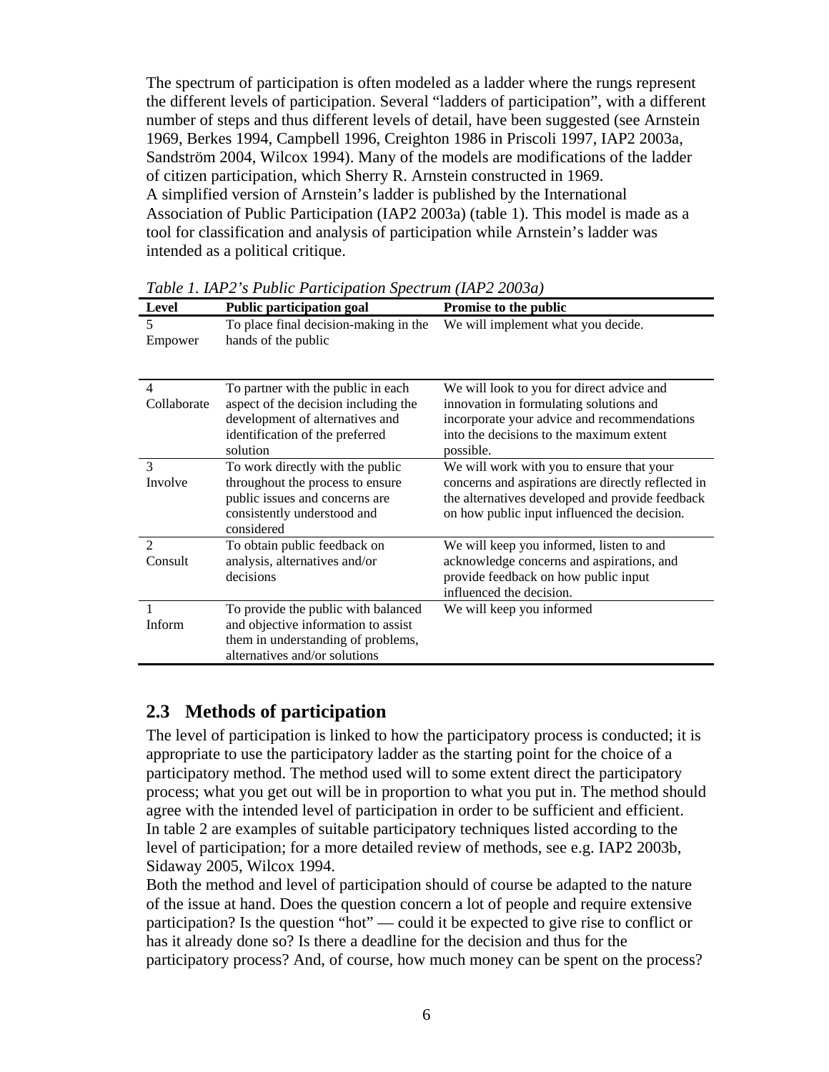The spectrum of participation is often modeled as a ladder where the rungs represent the different levels of participation. Several "ladders of participation", with a different number of steps and thus different levels of detail, have been suggested (see Arnstein 1969, Berkes 1994, Campbell 1996, Creighton 1986 in Priscoli 1997, IAP2 2003a, Sandström 2004, Wilcox 1994). Many of the models are modifications of the ladder of citizen participation, which Sherry R. Arnstein constructed in 1969.
A simplified version of Arnstein's ladder is published by the International Association of Public Participation (IAP2 2003a) (table 1). This model is made as a tool for classification and analysis of participation while Arnstein's ladder was intended as a political critique.

*Table 1. IAP2's Public Participation Spectrum (IAP2 2003a)*

| Level | Public participation goal | Promise to the public |
|---|---|---|
| 5 Empower | To place final decision-making in the hands of the public | We will implement what you decide. |
| 4 Collaborate | To partner with the public in each aspect of the decision including the development of alternatives and identification of the preferred solution | We will look to you for direct advice and innovation in formulating solutions and incorporate your advice and recommendations into the decisions to the maximum extent possible. |
| 3 Involve | To work directly with the public throughout the process to ensure public issues and concerns are consistently understood and considered | We will work with you to ensure that your concerns and aspirations are directly reflected in the alternatives developed and provide feedback on how public input influenced the decision. |
| 2 Consult | To obtain public feedback on analysis, alternatives and/or decisions | We will keep you informed, listen to and acknowledge concerns and aspirations, and provide feedback on how public input influenced the decision. |
| 1 Inform | To provide the public with balanced and objective information to assist them in understanding of problems, alternatives and/or solutions | We will keep you informed |

## 2.3 Methods of participation

The level of participation is linked to how the participatory process is conducted; it is appropriate to use the participatory ladder as the starting point for the choice of a participatory method. The method used will to some extent direct the participatory process; what you get out will be in proportion to what you put in. The method should agree with the intended level of participation in order to be sufficient and efficient.
In table 2 are examples of suitable participatory techniques listed according to the level of participation; for a more detailed review of methods, see e.g. IAP2 2003b, Sidaway 2005, Wilcox 1994.
Both the method and level of participation should of course be adapted to the nature of the issue at hand. Does the question concern a lot of people and require extensive participation? Is the question "hot" — could it be expected to give rise to conflict or has it already done so? Is there a deadline for the decision and thus for the participatory process? And, of course, how much money can be spent on the process?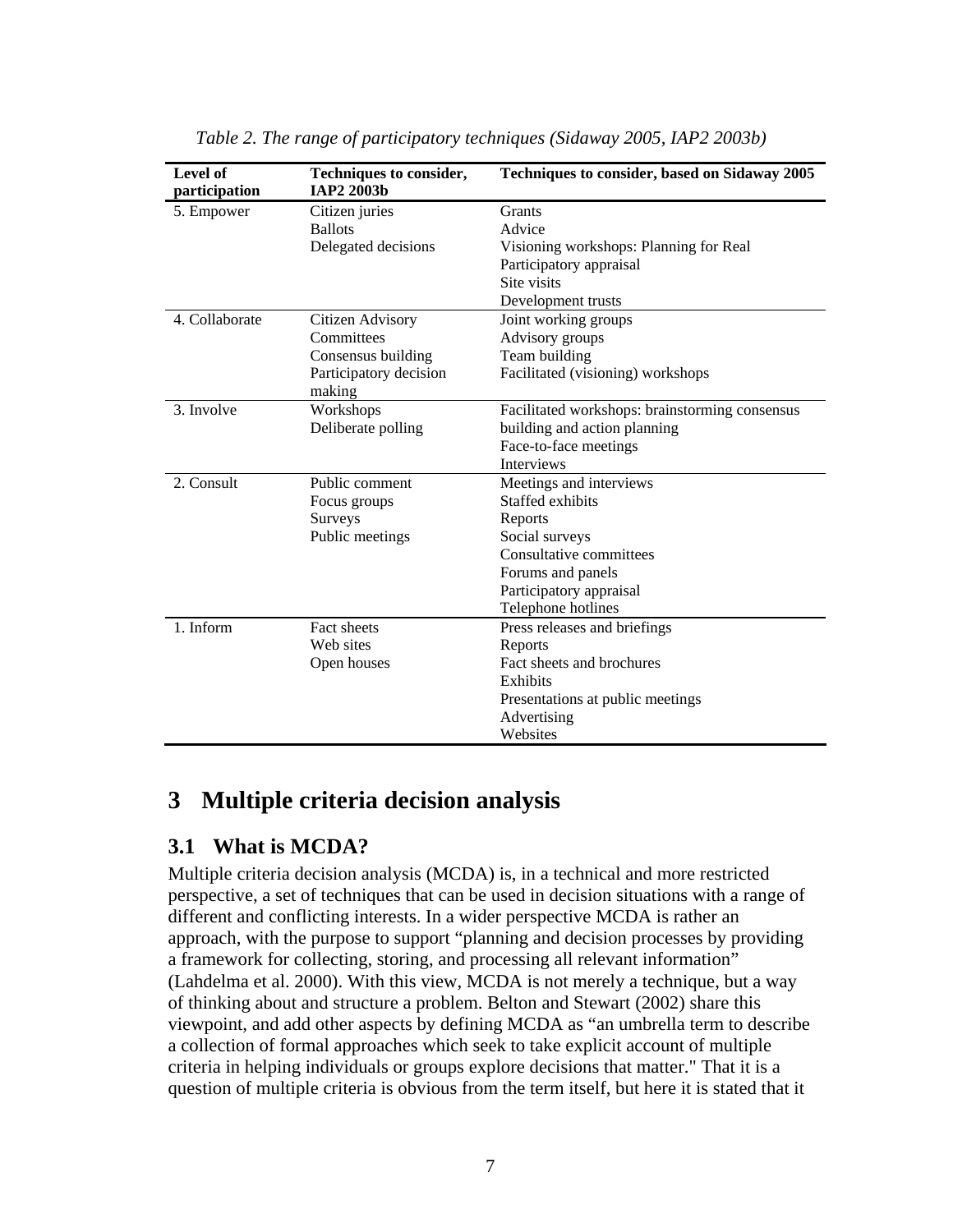*Table 2. The range of participatory techniques (Sidaway 2005, IAP2 2003b)*

| Level of participation | Techniques to consider, IAP2 2003b | Techniques to consider, based on Sidaway 2005 |
|---|---|---|
| 5. Empower | Citizen juries<br>Ballots<br>Delegated decisions | Grants<br>Advice<br>Visioning workshops: Planning for Real<br>Participatory appraisal<br>Site visits<br>Development trusts |
| 4. Collaborate | Citizen Advisory Committees<br>Consensus building<br>Participatory decision making | Joint working groups<br>Advisory groups<br>Team building<br>Facilitated (visioning) workshops |
| 3. Involve | Workshops<br>Deliberate polling | Facilitated workshops: brainstorming consensus building and action planning<br>Face-to-face meetings<br>Interviews |
| 2. Consult | Public comment<br>Focus groups<br>Surveys<br>Public meetings | Meetings and interviews<br>Staffed exhibits<br>Reports<br>Social surveys<br>Consultative committees<br>Forums and panels<br>Participatory appraisal<br>Telephone hotlines |
| 1. Inform | Fact sheets<br>Web sites<br>Open houses | Press releases and briefings<br>Reports<br>Fact sheets and brochures<br>Exhibits<br>Presentations at public meetings<br>Advertising<br>Websites |

# 3 Multiple criteria decision analysis

## 3.1 What is MCDA?

Multiple criteria decision analysis (MCDA) is, in a technical and more restricted perspective, a set of techniques that can be used in decision situations with a range of different and conflicting interests. In a wider perspective MCDA is rather an approach, with the purpose to support "planning and decision processes by providing a framework for collecting, storing, and processing all relevant information" (Lahdelma et al. 2000). With this view, MCDA is not merely a technique, but a way of thinking about and structure a problem. Belton and Stewart (2002) share this viewpoint, and add other aspects by defining MCDA as "an umbrella term to describe a collection of formal approaches which seek to take explicit account of multiple criteria in helping individuals or groups explore decisions that matter." That it is a question of multiple criteria is obvious from the term itself, but here it is stated that it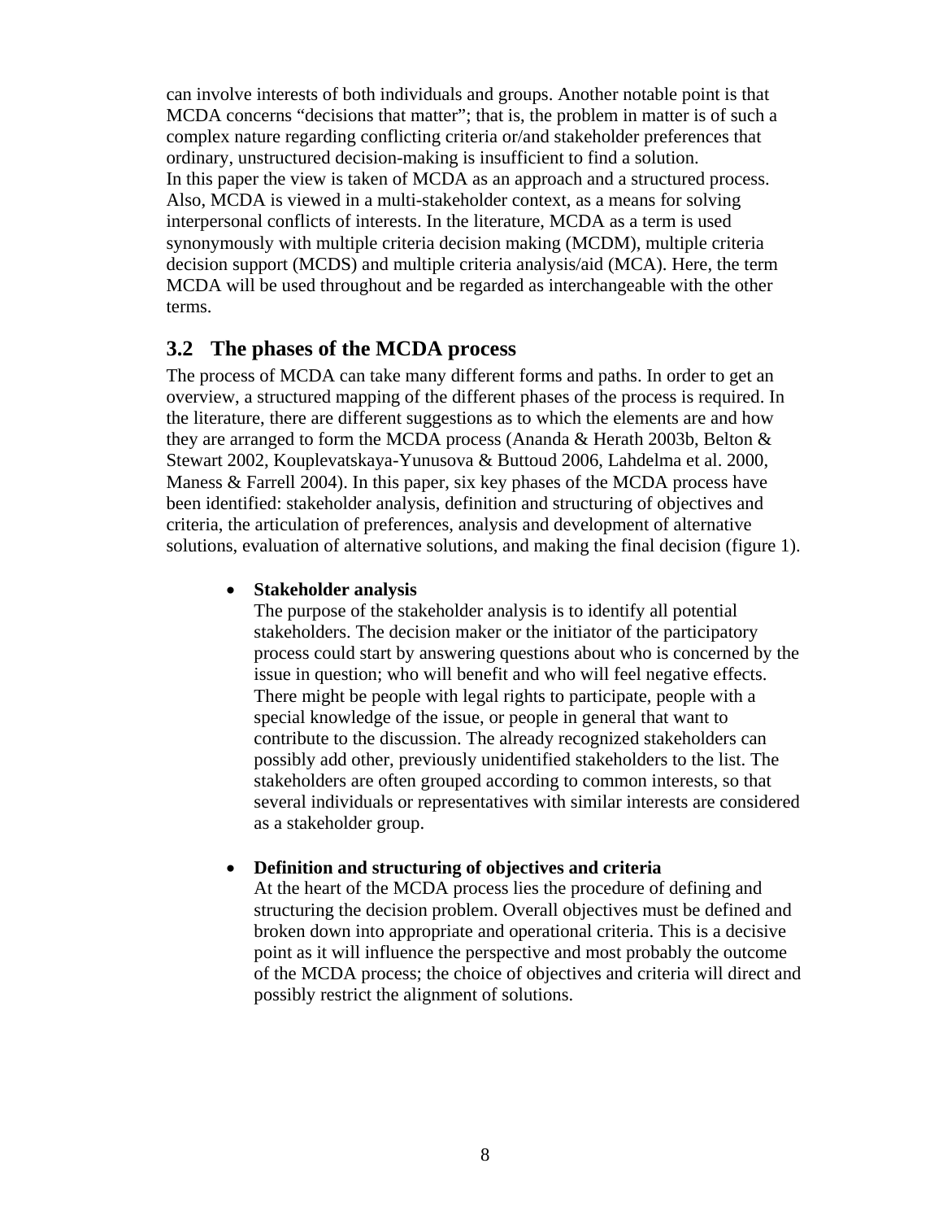can involve interests of both individuals and groups. Another notable point is that MCDA concerns "decisions that matter"; that is, the problem in matter is of such a complex nature regarding conflicting criteria or/and stakeholder preferences that ordinary, unstructured decision-making is insufficient to find a solution.
In this paper the view is taken of MCDA as an approach and a structured process. Also, MCDA is viewed in a multi-stakeholder context, as a means for solving interpersonal conflicts of interests. In the literature, MCDA as a term is used synonymously with multiple criteria decision making (MCDM), multiple criteria decision support (MCDS) and multiple criteria analysis/aid (MCA). Here, the term MCDA will be used throughout and be regarded as interchangeable with the other terms.

## 3.2 The phases of the MCDA process

The process of MCDA can take many different forms and paths. In order to get an overview, a structured mapping of the different phases of the process is required. In the literature, there are different suggestions as to which the elements are and how they are arranged to form the MCDA process (Ananda & Herath 2003b, Belton & Stewart 2002, Kouplevatskaya-Yunusova & Buttoud 2006, Lahdelma et al. 2000, Maness & Farrell 2004). In this paper, six key phases of the MCDA process have been identified: stakeholder analysis, definition and structuring of objectives and criteria, the articulation of preferences, analysis and development of alternative solutions, evaluation of alternative solutions, and making the final decision (figure 1).

- **Stakeholder analysis**
  The purpose of the stakeholder analysis is to identify all potential stakeholders. The decision maker or the initiator of the participatory process could start by answering questions about who is concerned by the issue in question; who will benefit and who will feel negative effects. There might be people with legal rights to participate, people with a special knowledge of the issue, or people in general that want to contribute to the discussion. The already recognized stakeholders can possibly add other, previously unidentified stakeholders to the list. The stakeholders are often grouped according to common interests, so that several individuals or representatives with similar interests are considered as a stakeholder group.

- **Definition and structuring of objectives and criteria**
  At the heart of the MCDA process lies the procedure of defining and structuring the decision problem. Overall objectives must be defined and broken down into appropriate and operational criteria. This is a decisive point as it will influence the perspective and most probably the outcome of the MCDA process; the choice of objectives and criteria will direct and possibly restrict the alignment of solutions.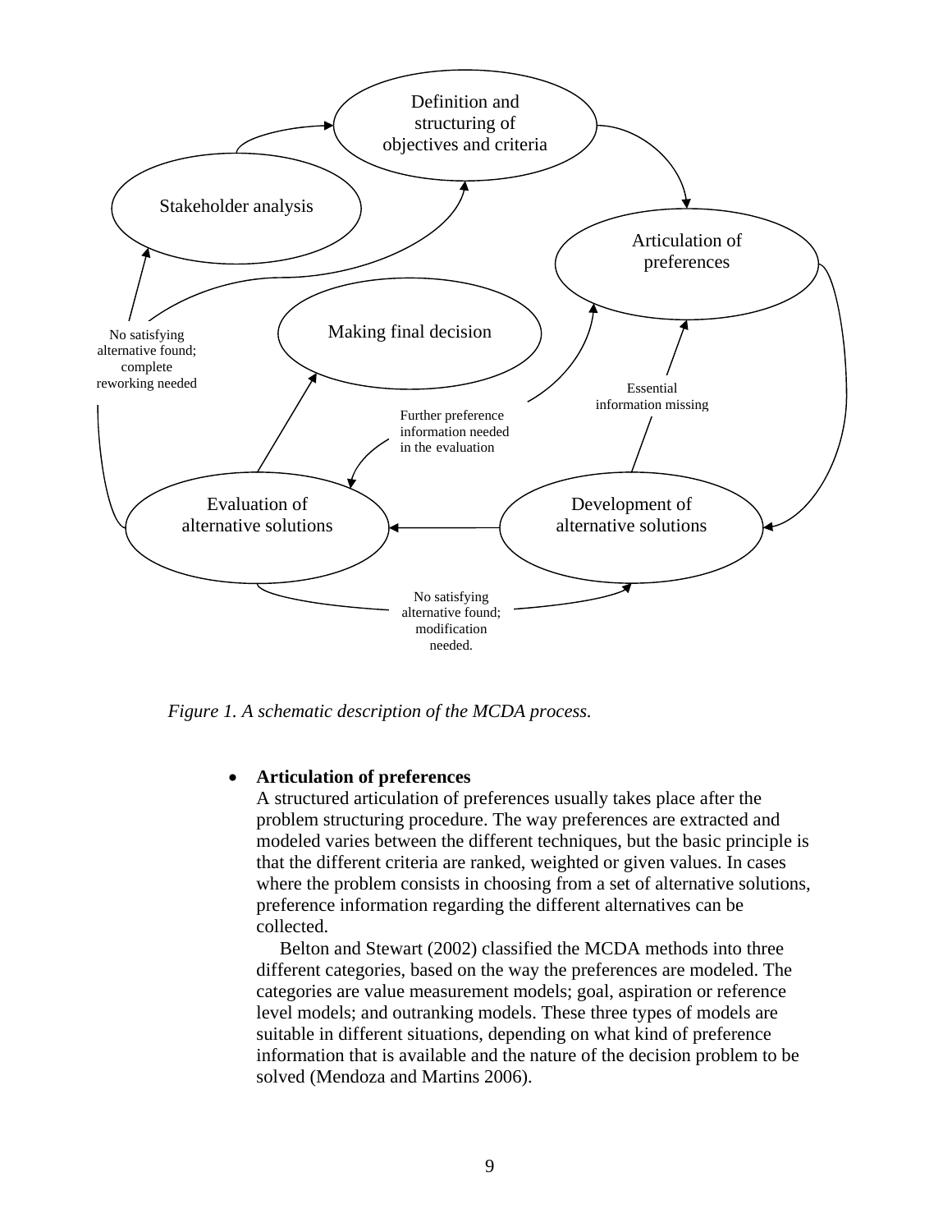*Figure 1. A schematic description of the MCDA process.*

- **Articulation of preferences**
  A structured articulation of preferences usually takes place after the problem structuring procedure. The way preferences are extracted and modeled varies between the different techniques, but the basic principle is that the different criteria are ranked, weighted or given values. In cases where the problem consists in choosing from a set of alternative solutions, preference information regarding the different alternatives can be collected.

  Belton and Stewart (2002) classified the MCDA methods into three different categories, based on the way the preferences are modeled. The categories are value measurement models; goal, aspiration or reference level models; and outranking models. These three types of models are suitable in different situations, depending on what kind of preference information that is available and the nature of the decision problem to be solved (Mendoza and Martins 2006).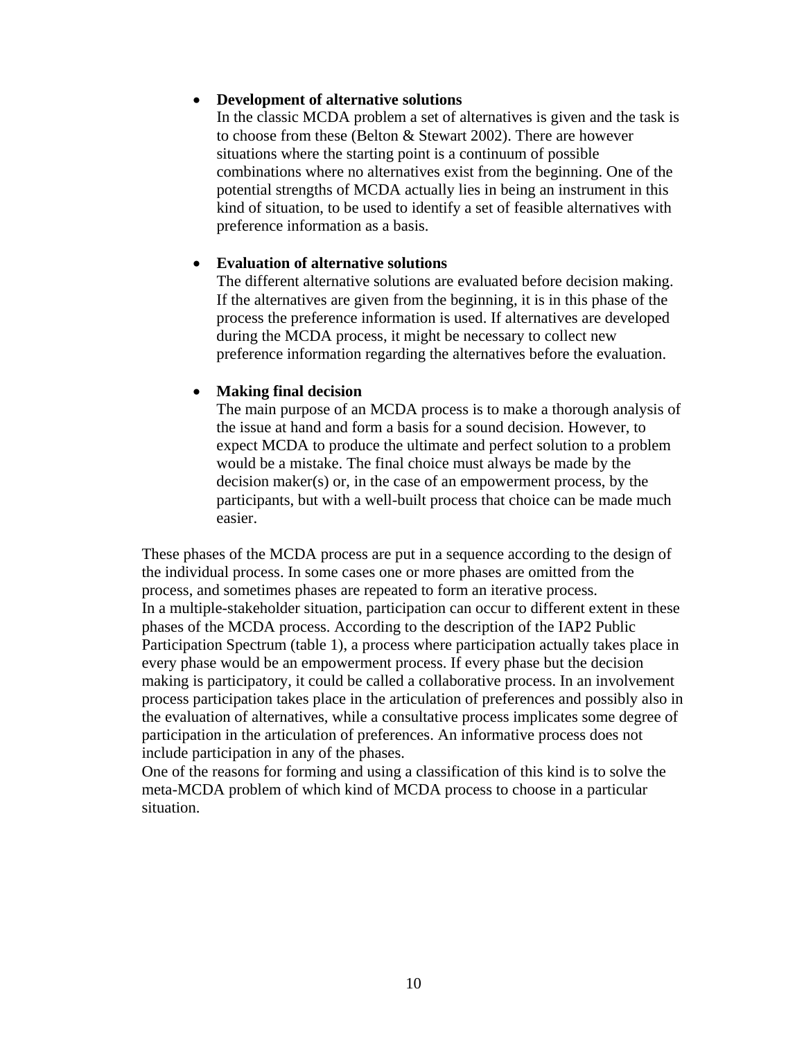- **Development of alternative solutions**
  In the classic MCDA problem a set of alternatives is given and the task is to choose from these (Belton & Stewart 2002). There are however situations where the starting point is a continuum of possible combinations where no alternatives exist from the beginning. One of the potential strengths of MCDA actually lies in being an instrument in this kind of situation, to be used to identify a set of feasible alternatives with preference information as a basis.

- **Evaluation of alternative solutions**
  The different alternative solutions are evaluated before decision making. If the alternatives are given from the beginning, it is in this phase of the process the preference information is used. If alternatives are developed during the MCDA process, it might be necessary to collect new preference information regarding the alternatives before the evaluation.

- **Making final decision**
  The main purpose of an MCDA process is to make a thorough analysis of the issue at hand and form a basis for a sound decision. However, to expect MCDA to produce the ultimate and perfect solution to a problem would be a mistake. The final choice must always be made by the decision maker(s) or, in the case of an empowerment process, by the participants, but with a well-built process that choice can be made much easier.

These phases of the MCDA process are put in a sequence according to the design of the individual process. In some cases one or more phases are omitted from the process, and sometimes phases are repeated to form an iterative process.
In a multiple-stakeholder situation, participation can occur to different extent in these phases of the MCDA process. According to the description of the IAP2 Public Participation Spectrum (table 1), a process where participation actually takes place in every phase would be an empowerment process. If every phase but the decision making is participatory, it could be called a collaborative process. In an involvement process participation takes place in the articulation of preferences and possibly also in the evaluation of alternatives, while a consultative process implicates some degree of participation in the articulation of preferences. An informative process does not include participation in any of the phases.
One of the reasons for forming and using a classification of this kind is to solve the meta-MCDA problem of which kind of MCDA process to choose in a particular situation.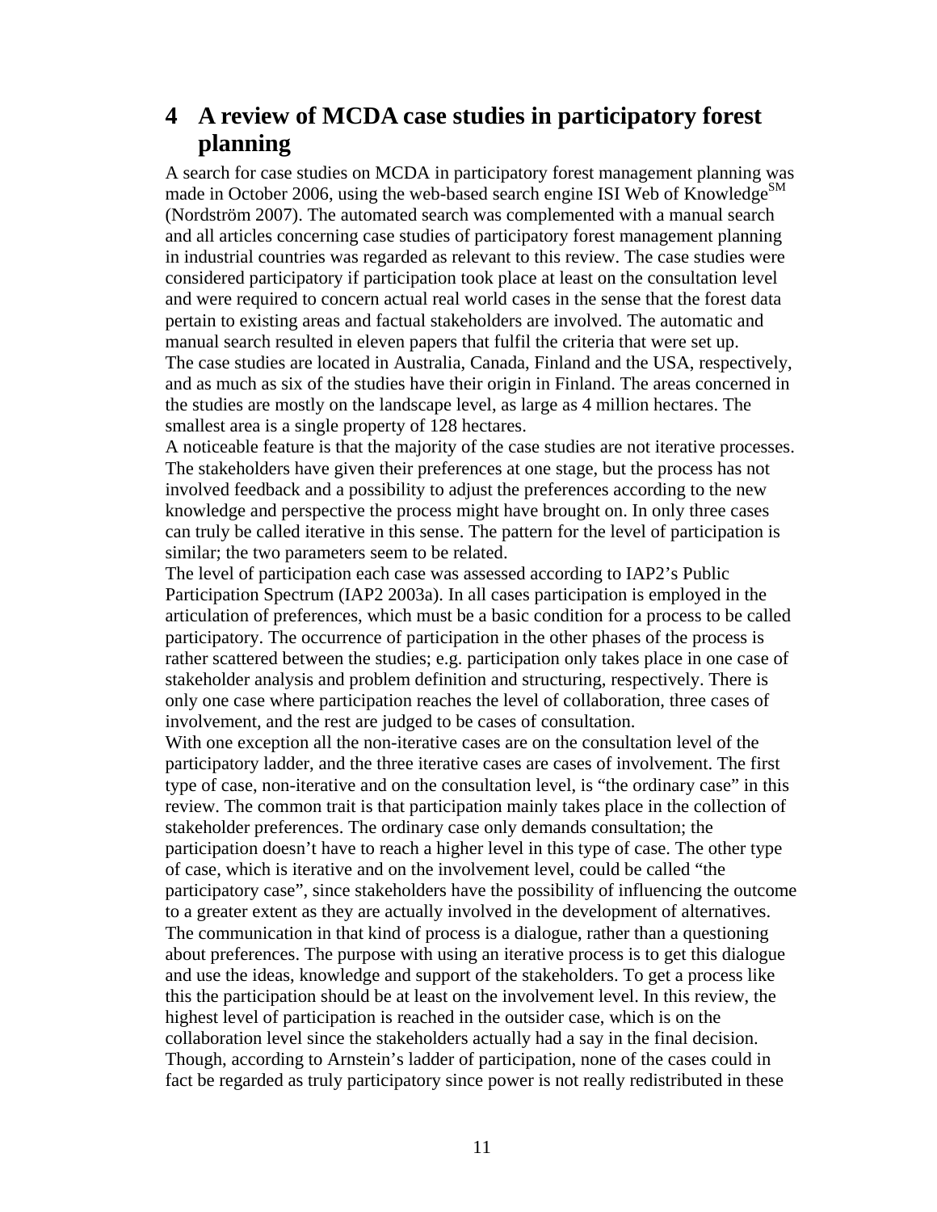# 4 A review of MCDA case studies in participatory forest planning

A search for case studies on MCDA in participatory forest management planning was made in October 2006, using the web-based search engine ISI Web of Knowledge[SM] (Nordström 2007). The automated search was complemented with a manual search and all articles concerning case studies of participatory forest management planning in industrial countries was regarded as relevant to this review. The case studies were considered participatory if participation took place at least on the consultation level and were required to concern actual real world cases in the sense that the forest data pertain to existing areas and factual stakeholders are involved. The automatic and manual search resulted in eleven papers that fulfil the criteria that were set up.
The case studies are located in Australia, Canada, Finland and the USA, respectively, and as much as six of the studies have their origin in Finland. The areas concerned in the studies are mostly on the landscape level, as large as 4 million hectares. The smallest area is a single property of 128 hectares.
A noticeable feature is that the majority of the case studies are not iterative processes. The stakeholders have given their preferences at one stage, but the process has not involved feedback and a possibility to adjust the preferences according to the new knowledge and perspective the process might have brought on. In only three cases can truly be called iterative in this sense. The pattern for the level of participation is similar; the two parameters seem to be related.
The level of participation each case was assessed according to IAP2's Public Participation Spectrum (IAP2 2003a). In all cases participation is employed in the articulation of preferences, which must be a basic condition for a process to be called participatory. The occurrence of participation in the other phases of the process is rather scattered between the studies; e.g. participation only takes place in one case of stakeholder analysis and problem definition and structuring, respectively. There is only one case where participation reaches the level of collaboration, three cases of involvement, and the rest are judged to be cases of consultation.
With one exception all the non-iterative cases are on the consultation level of the participatory ladder, and the three iterative cases are cases of involvement. The first type of case, non-iterative and on the consultation level, is "the ordinary case" in this review. The common trait is that participation mainly takes place in the collection of stakeholder preferences. The ordinary case only demands consultation; the participation doesn't have to reach a higher level in this type of case. The other type of case, which is iterative and on the involvement level, could be called "the participatory case", since stakeholders have the possibility of influencing the outcome to a greater extent as they are actually involved in the development of alternatives. The communication in that kind of process is a dialogue, rather than a questioning about preferences. The purpose with using an iterative process is to get this dialogue and use the ideas, knowledge and support of the stakeholders. To get a process like this the participation should be at least on the involvement level. In this review, the highest level of participation is reached in the outsider case, which is on the collaboration level since the stakeholders actually had a say in the final decision. Though, according to Arnstein's ladder of participation, none of the cases could in fact be regarded as truly participatory since power is not really redistributed in these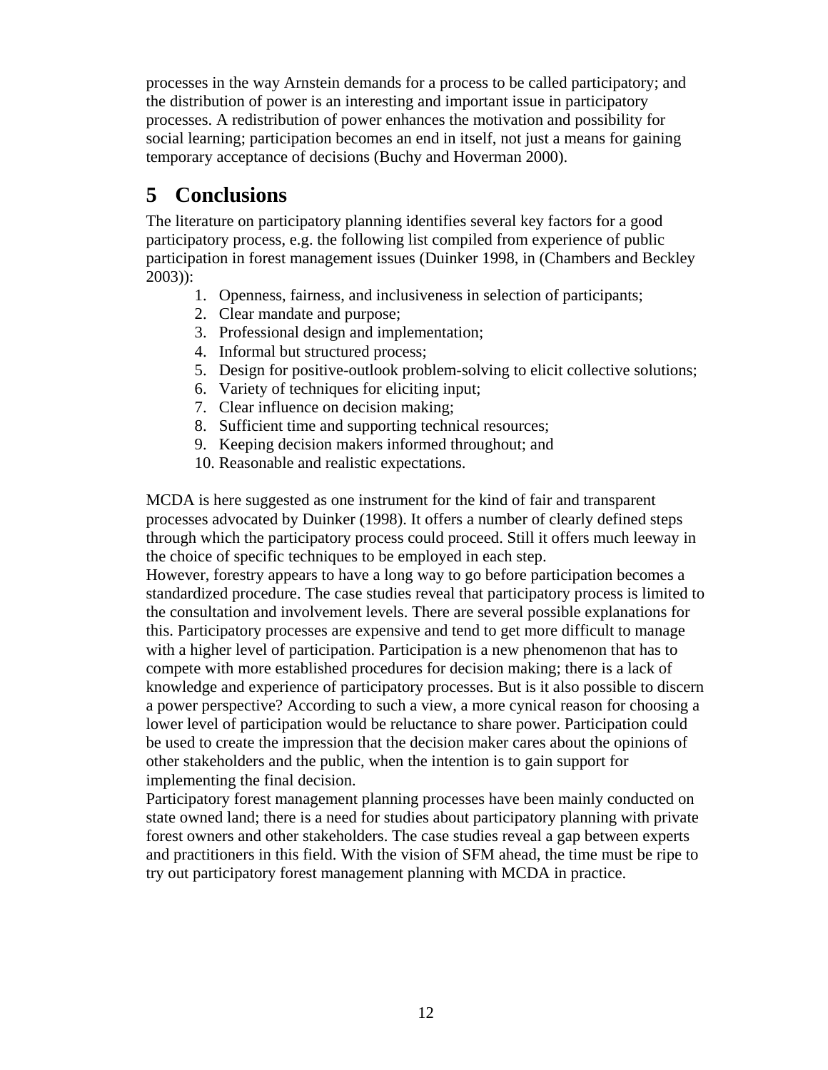processes in the way Arnstein demands for a process to be called participatory; and the distribution of power is an interesting and important issue in participatory processes. A redistribution of power enhances the motivation and possibility for social learning; participation becomes an end in itself, not just a means for gaining temporary acceptance of decisions (Buchy and Hoverman 2000).

# 5 Conclusions

The literature on participatory planning identifies several key factors for a good participatory process, e.g. the following list compiled from experience of public participation in forest management issues (Duinker 1998, in (Chambers and Beckley 2003)):

1. Openness, fairness, and inclusiveness in selection of participants;
2. Clear mandate and purpose;
3. Professional design and implementation;
4. Informal but structured process;
5. Design for positive-outlook problem-solving to elicit collective solutions;
6. Variety of techniques for eliciting input;
7. Clear influence on decision making;
8. Sufficient time and supporting technical resources;
9. Keeping decision makers informed throughout; and
10. Reasonable and realistic expectations.

MCDA is here suggested as one instrument for the kind of fair and transparent processes advocated by Duinker (1998). It offers a number of clearly defined steps through which the participatory process could proceed. Still it offers much leeway in the choice of specific techniques to be employed in each step.

However, forestry appears to have a long way to go before participation becomes a standardized procedure. The case studies reveal that participatory process is limited to the consultation and involvement levels. There are several possible explanations for this. Participatory processes are expensive and tend to get more difficult to manage with a higher level of participation. Participation is a new phenomenon that has to compete with more established procedures for decision making; there is a lack of knowledge and experience of participatory processes. But is it also possible to discern a power perspective? According to such a view, a more cynical reason for choosing a lower level of participation would be reluctance to share power. Participation could be used to create the impression that the decision maker cares about the opinions of other stakeholders and the public, when the intention is to gain support for implementing the final decision.

Participatory forest management planning processes have been mainly conducted on state owned land; there is a need for studies about participatory planning with private forest owners and other stakeholders. The case studies reveal a gap between experts and practitioners in this field. With the vision of SFM ahead, the time must be ripe to try out participatory forest management planning with MCDA in practice.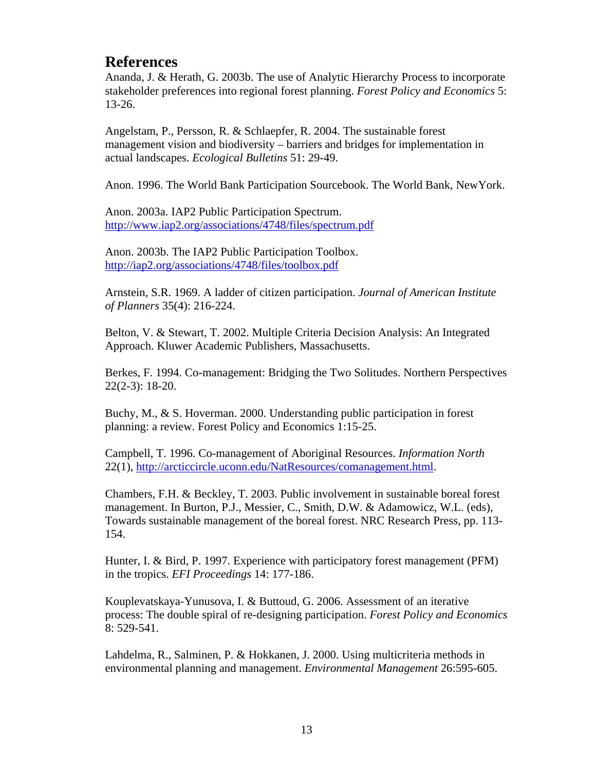## References

Ananda, J. & Herath, G. 2003b. The use of Analytic Hierarchy Process to incorporate stakeholder preferences into regional forest planning. *Forest Policy and Economics* 5: 13-26.

Angelstam, P., Persson, R. & Schlaepfer, R. 2004. The sustainable forest management vision and biodiversity – barriers and bridges for implementation in actual landscapes. *Ecological Bulletins* 51: 29-49.

Anon. 1996. The World Bank Participation Sourcebook. The World Bank, NewYork.

Anon. 2003a. IAP2 Public Participation Spectrum. http://www.iap2.org/associations/4748/files/spectrum.pdf

Anon. 2003b. The IAP2 Public Participation Toolbox. http://iap2.org/associations/4748/files/toolbox.pdf

Arnstein, S.R. 1969. A ladder of citizen participation. *Journal of American Institute of Planners* 35(4): 216-224.

Belton, V. & Stewart, T. 2002. Multiple Criteria Decision Analysis: An Integrated Approach. Kluwer Academic Publishers, Massachusetts.

Berkes, F. 1994. Co-management: Bridging the Two Solitudes. Northern Perspectives 22(2-3): 18-20.

Buchy, M., & S. Hoverman. 2000. Understanding public participation in forest planning: a review. Forest Policy and Economics 1:15-25.

Campbell, T. 1996. Co-management of Aboriginal Resources. *Information North* 22(1), http://arcticcircle.uconn.edu/NatResources/comanagement.html.

Chambers, F.H. & Beckley, T. 2003. Public involvement in sustainable boreal forest management. In Burton, P.J., Messier, C., Smith, D.W. & Adamowicz, W.L. (eds), Towards sustainable management of the boreal forest. NRC Research Press, pp. 113-154.

Hunter, I. & Bird, P. 1997. Experience with participatory forest management (PFM) in the tropics. *EFI Proceedings* 14: 177-186.

Kouplevatskaya-Yunusova, I. & Buttoud, G. 2006. Assessment of an iterative process: The double spiral of re-designing participation. *Forest Policy and Economics* 8: 529-541.

Lahdelma, R., Salminen, P. & Hokkanen, J. 2000. Using multicriteria methods in environmental planning and management. *Environmental Management* 26:595-605.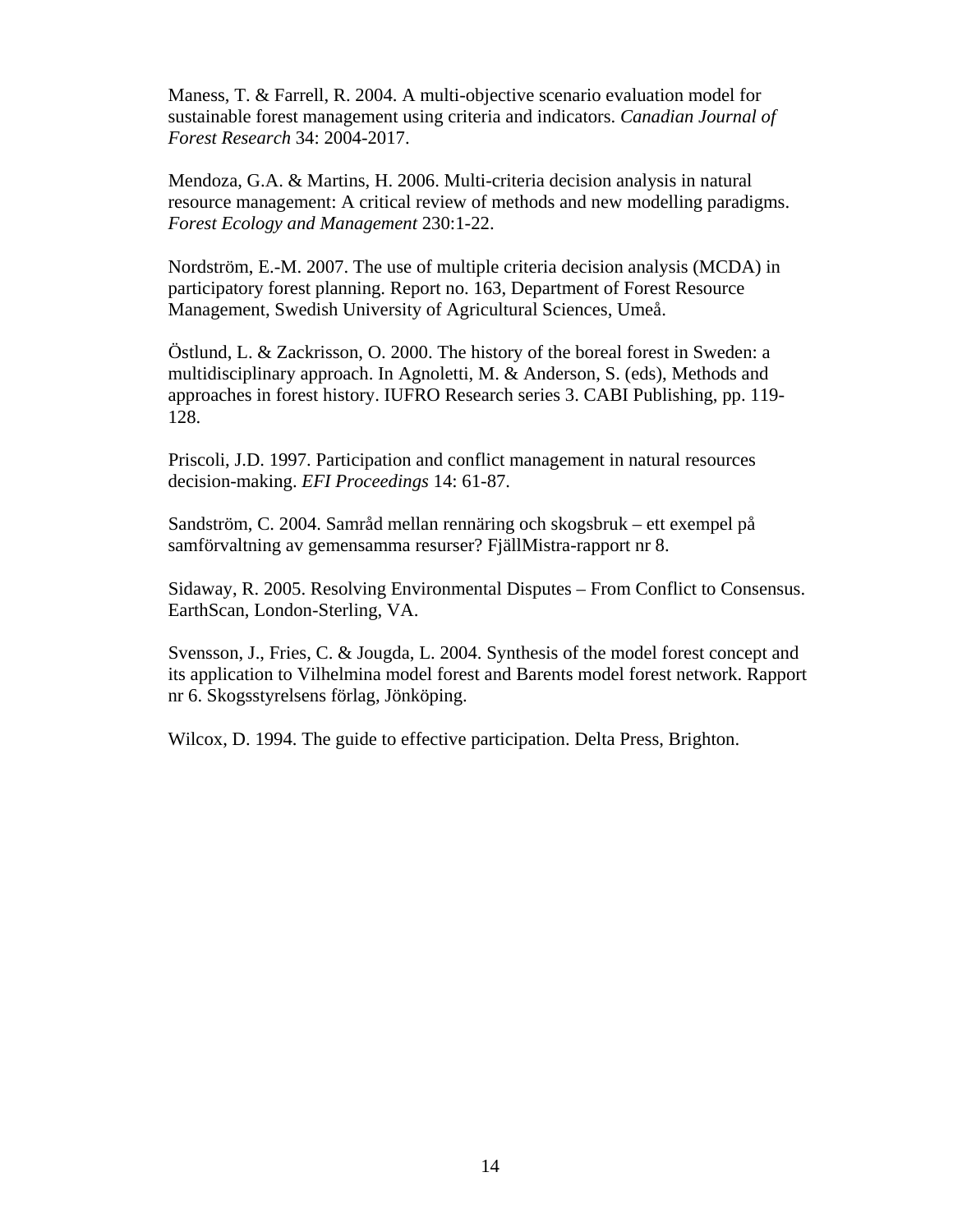Maness, T. & Farrell, R. 2004. A multi-objective scenario evaluation model for sustainable forest management using criteria and indicators. *Canadian Journal of Forest Research* 34: 2004-2017.

Mendoza, G.A. & Martins, H. 2006. Multi-criteria decision analysis in natural resource management: A critical review of methods and new modelling paradigms. *Forest Ecology and Management* 230:1-22.

Nordström, E.-M. 2007. The use of multiple criteria decision analysis (MCDA) in participatory forest planning. Report no. 163, Department of Forest Resource Management, Swedish University of Agricultural Sciences, Umeå.

Östlund, L. & Zackrisson, O. 2000. The history of the boreal forest in Sweden: a multidisciplinary approach. In Agnoletti, M. & Anderson, S. (eds), Methods and approaches in forest history. IUFRO Research series 3. CABI Publishing, pp. 119-128.

Priscoli, J.D. 1997. Participation and conflict management in natural resources decision-making. *EFI Proceedings* 14: 61-87.

Sandström, C. 2004. Samråd mellan rennäring och skogsbruk – ett exempel på samförvaltning av gemensamma resurser? FjällMistra-rapport nr 8.

Sidaway, R. 2005. Resolving Environmental Disputes – From Conflict to Consensus. EarthScan, London-Sterling, VA.

Svensson, J., Fries, C. & Jougda, L. 2004. Synthesis of the model forest concept and its application to Vilhelmina model forest and Barents model forest network. Rapport nr 6. Skogsstyrelsens förlag, Jönköping.

Wilcox, D. 1994. The guide to effective participation. Delta Press, Brighton.